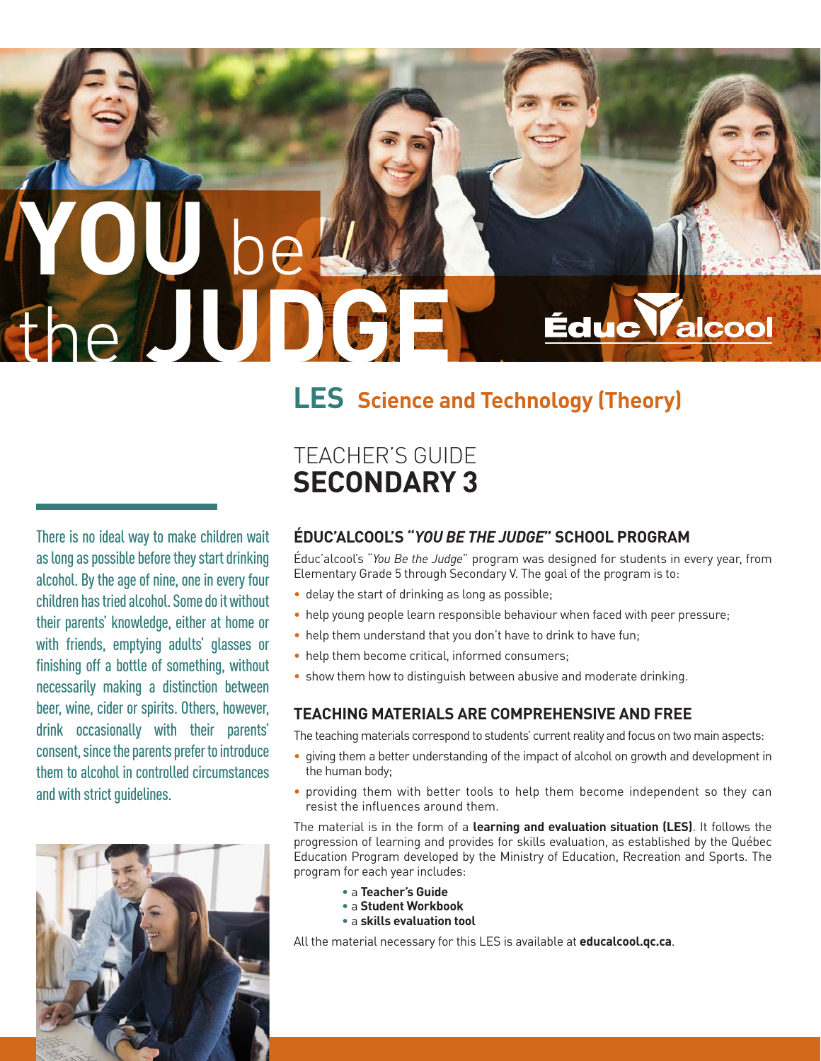# YOU be the JUDGE

Éduc'alcool

## LES Science and Technology (Theory)

TEACHER'S GUIDE
**SECONDARY 3**

There is no ideal way to make children wait as long as possible before they start drinking alcohol. By the age of nine, one in every four children has tried alcohol. Some do it without their parents' knowledge, either at home or with friends, emptying adults' glasses or finishing off a bottle of something, without necessarily making a distinction between beer, wine, cider or spirits. Others, however, drink occasionally with their parents' consent, since the parents prefer to introduce them to alcohol in controlled circumstances and with strict guidelines.

### ÉDUC'ALCOOL'S "*YOU BE THE JUDGE*" SCHOOL PROGRAM

Éduc'alcool's "*You Be the Judge*" program was designed for students in every year, from Elementary Grade 5 through Secondary V. The goal of the program is to:

- delay the start of drinking as long as possible;
- help young people learn responsible behaviour when faced with peer pressure;
- help them understand that you don't have to drink to have fun;
- help them become critical, informed consumers;
- show them how to distinguish between abusive and moderate drinking.

### TEACHING MATERIALS ARE COMPREHENSIVE AND FREE

The teaching materials correspond to students' current reality and focus on two main aspects:

- giving them a better understanding of the impact of alcohol on growth and development in the human body;
- providing them with better tools to help them become independent so they can resist the influences around them.

The material is in the form of a **learning and evaluation situation (LES)**. It follows the progression of learning and provides for skills evaluation, as established by the Québec Education Program developed by the Ministry of Education, Recreation and Sports. The program for each year includes:

- a **Teacher's Guide**
- a **Student Workbook**
- a **skills evaluation tool**

All the material necessary for this LES is available at **educalcool.qc.ca**.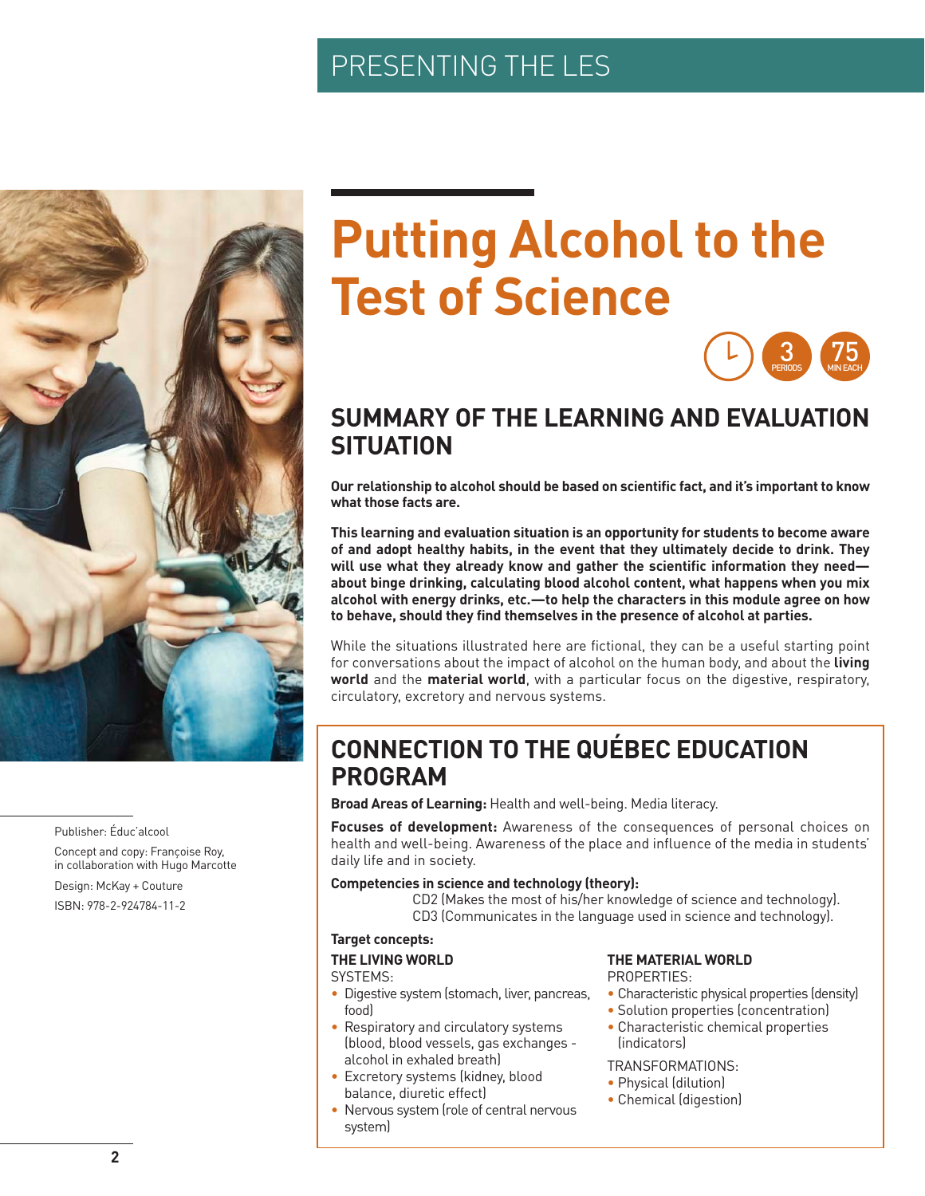PRESENTING THE LES

# Putting Alcohol to the Test of Science

3 PERIODS 75 MIN EACH

## SUMMARY OF THE LEARNING AND EVALUATION SITUATION

**Our relationship to alcohol should be based on scientific fact, and it's important to know what those facts are.**

**This learning and evaluation situation is an opportunity for students to become aware of and adopt healthy habits, in the event that they ultimately decide to drink. They will use what they already know and gather the scientific information they need—about binge drinking, calculating blood alcohol content, what happens when you mix alcohol with energy drinks, etc.—to help the characters in this module agree on how to behave, should they find themselves in the presence of alcohol at parties.**

While the situations illustrated here are fictional, they can be a useful starting point for conversations about the impact of alcohol on the human body, and about the **living world** and the **material world**, with a particular focus on the digestive, respiratory, circulatory, excretory and nervous systems.

## CONNECTION TO THE QUÉBEC EDUCATION PROGRAM

**Broad Areas of Learning:** Health and well-being. Media literacy.

**Focuses of development:** Awareness of the consequences of personal choices on health and well-being. Awareness of the place and influence of the media in students' daily life and in society.

**Competencies in science and technology (theory):**

CD2 (Makes the most of his/her knowledge of science and technology).
CD3 (Communicates in the language used in science and technology).

**Target concepts:**

**THE LIVING WORLD**

SYSTEMS:

- Digestive system (stomach, liver, pancreas, food)
- Respiratory and circulatory systems (blood, blood vessels, gas exchanges - alcohol in exhaled breath)
- Excretory systems (kidney, blood balance, diuretic effect)
- Nervous system (role of central nervous system)

**THE MATERIAL WORLD**

PROPERTIES:

- Characteristic physical properties (density)
- Solution properties (concentration)
- Characteristic chemical properties (indicators)

TRANSFORMATIONS:

- Physical (dilution)
- Chemical (digestion)

Publisher: Éduc'alcool

Concept and copy: Françoise Roy, in collaboration with Hugo Marcotte

Design: McKay + Couture

ISBN: 978-2-924784-11-2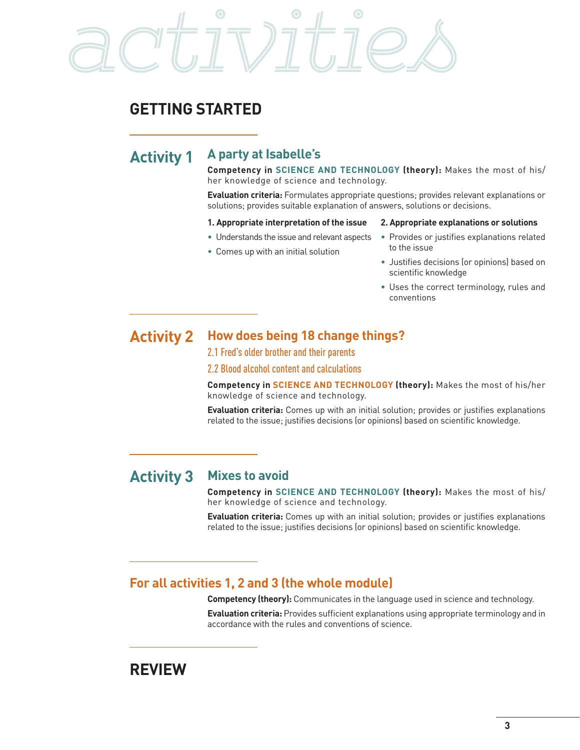# activities

## GETTING STARTED

### Activity 1 — A party at Isabelle's

**Competency in SCIENCE AND TECHNOLOGY (theory):** Makes the most of his/her knowledge of science and technology.

**Evaluation criteria:** Formulates appropriate questions; provides relevant explanations or solutions; provides suitable explanation of answers, solutions or decisions.

**1. Appropriate interpretation of the issue**

- Understands the issue and relevant aspects
- Comes up with an initial solution

**2. Appropriate explanations or solutions**

- Provides or justifies explanations related to the issue
- Justifies decisions (or opinions) based on scientific knowledge
- Uses the correct terminology, rules and conventions

### Activity 2 — How does being 18 change things?

2.1 Fred's older brother and their parents

2.2 Blood alcohol content and calculations

**Competency in SCIENCE AND TECHNOLOGY (theory):** Makes the most of his/her knowledge of science and technology.

**Evaluation criteria:** Comes up with an initial solution; provides or justifies explanations related to the issue; justifies decisions (or opinions) based on scientific knowledge.

### Activity 3 — Mixes to avoid

**Competency in SCIENCE AND TECHNOLOGY (theory):** Makes the most of his/her knowledge of science and technology.

**Evaluation criteria:** Comes up with an initial solution; provides or justifies explanations related to the issue; justifies decisions (or opinions) based on scientific knowledge.

### For all activities 1, 2 and 3 (the whole module)

**Competency (theory):** Communicates in the language used in science and technology.

**Evaluation criteria:** Provides sufficient explanations using appropriate terminology and in accordance with the rules and conventions of science.

## REVIEW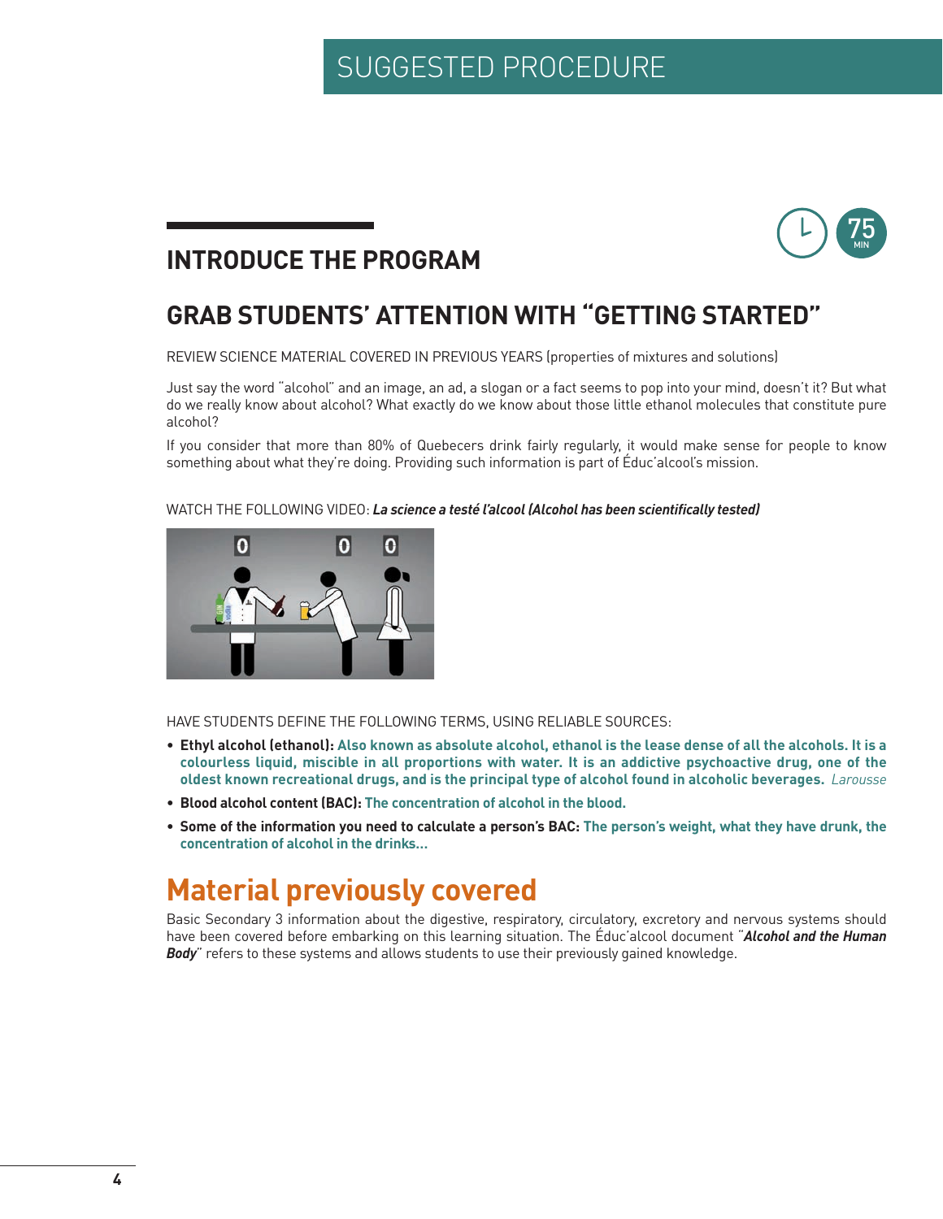# SUGGESTED PROCEDURE

## INTRODUCE THE PROGRAM

75 MIN

## GRAB STUDENTS' ATTENTION WITH "GETTING STARTED"

REVIEW SCIENCE MATERIAL COVERED IN PREVIOUS YEARS (properties of mixtures and solutions)

Just say the word "alcohol" and an image, an ad, a slogan or a fact seems to pop into your mind, doesn't it? But what do we really know about alcohol? What exactly do we know about those little ethanol molecules that constitute pure alcohol?

If you consider that more than 80% of Quebecers drink fairly regularly, it would make sense for people to know something about what they're doing. Providing such information is part of Éduc'alcool's mission.

WATCH THE FOLLOWING VIDEO: ***La science a testé l'alcool (Alcohol has been scientifically tested)***

HAVE STUDENTS DEFINE THE FOLLOWING TERMS, USING RELIABLE SOURCES:

- **Ethyl alcohol (ethanol): Also known as absolute alcohol, ethanol is the lease dense of all the alcohols. It is a colourless liquid, miscible in all proportions with water. It is an addictive psychoactive drug, one of the oldest known recreational drugs, and is the principal type of alcohol found in alcoholic beverages.** *Larousse*
- **Blood alcohol content (BAC): The concentration of alcohol in the blood.**
- **Some of the information you need to calculate a person's BAC: The person's weight, what they have drunk, the concentration of alcohol in the drinks...**

# Material previously covered

Basic Secondary 3 information about the digestive, respiratory, circulatory, excretory and nervous systems should have been covered before embarking on this learning situation. The Éduc'alcool document "***Alcohol and the Human Body***" refers to these systems and allows students to use their previously gained knowledge.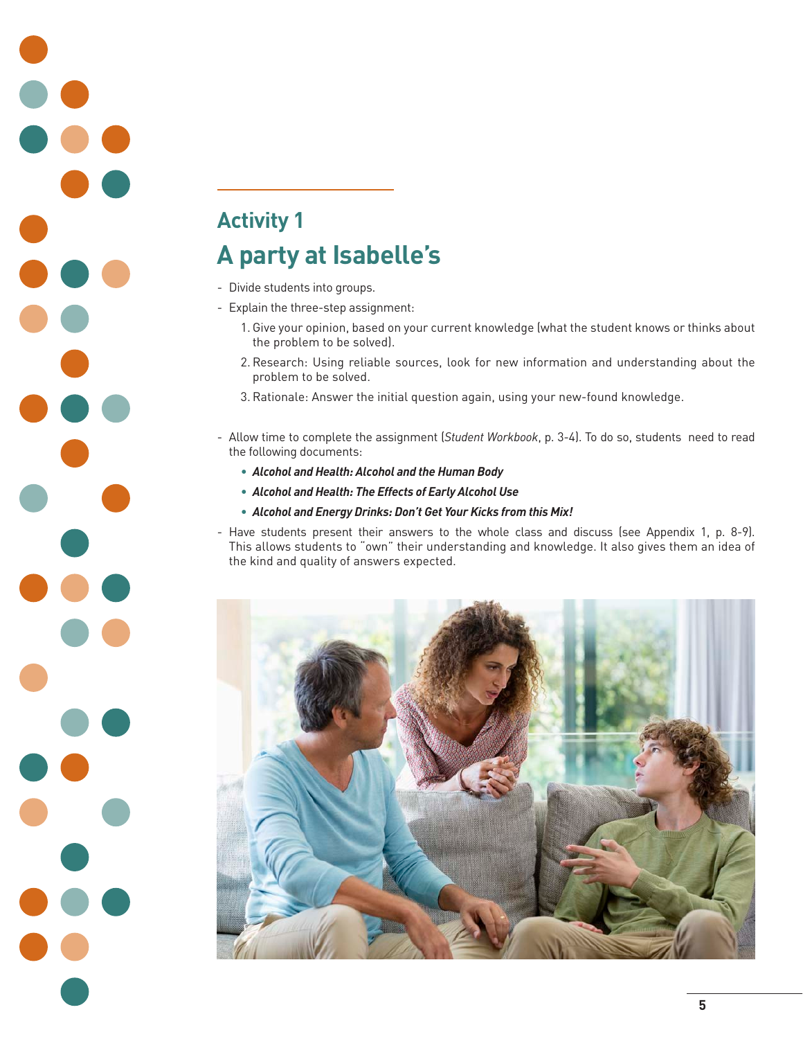## Activity 1

# A party at Isabelle's

- Divide students into groups.
- Explain the three-step assignment:
    1. Give your opinion, based on your current knowledge (what the student knows or thinks about the problem to be solved).
    2. Research: Using reliable sources, look for new information and understanding about the problem to be solved.
    3. Rationale: Answer the initial question again, using your new-found knowledge.
- Allow time to complete the assignment (*Student Workbook*, p. 3-4). To do so, students need to read the following documents:
    - ***Alcohol and Health: Alcohol and the Human Body***
    - ***Alcohol and Health: The Effects of Early Alcohol Use***
    - ***Alcohol and Energy Drinks: Don't Get Your Kicks from this Mix!***
- Have students present their answers to the whole class and discuss (see Appendix 1, p. 8-9). This allows students to "own" their understanding and knowledge. It also gives them an idea of the kind and quality of answers expected.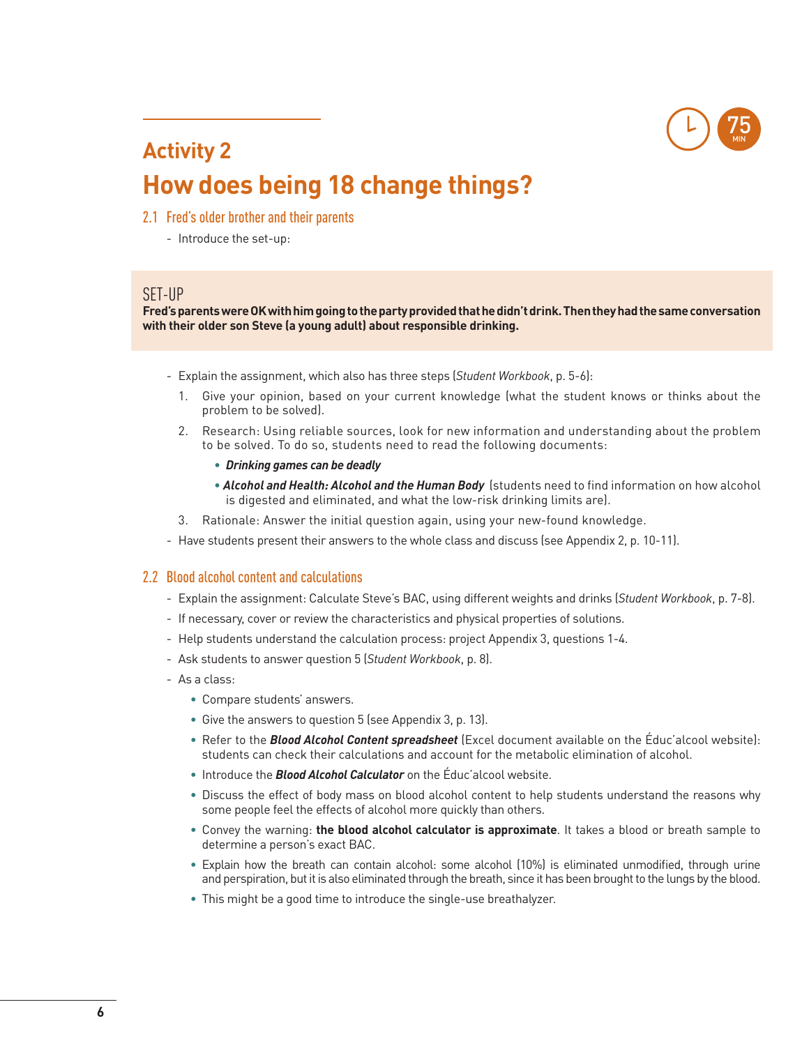## Activity 2

# How does being 18 change things?

75 MIN

### 2.1 Fred's older brother and their parents

- Introduce the set-up:

> SET-UP
>
> **Fred's parents were OK with him going to the party provided that he didn't drink. Then they had the same conversation with their older son Steve (a young adult) about responsible drinking.**

- Explain the assignment, which also has three steps (*Student Workbook*, p. 5-6):
  1. Give your opinion, based on your current knowledge (what the student knows or thinks about the problem to be solved).
  2. Research: Using reliable sources, look for new information and understanding about the problem to be solved. To do so, students need to read the following documents:
     - ***Drinking games can be deadly***
     - ***Alcohol and Health: Alcohol and the Human Body*** (students need to find information on how alcohol is digested and eliminated, and what the low-risk drinking limits are).
  3. Rationale: Answer the initial question again, using your new-found knowledge.
- Have students present their answers to the whole class and discuss (see Appendix 2, p. 10-11).

### 2.2 Blood alcohol content and calculations

- Explain the assignment: Calculate Steve's BAC, using different weights and drinks (*Student Workbook*, p. 7-8).
- If necessary, cover or review the characteristics and physical properties of solutions.
- Help students understand the calculation process: project Appendix 3, questions 1-4.
- Ask students to answer question 5 (*Student Workbook*, p. 8).
- As a class:
  - Compare students' answers.
  - Give the answers to question 5 (see Appendix 3, p. 13).
  - Refer to the ***Blood Alcohol Content spreadsheet*** (Excel document available on the Éduc'alcool website): students can check their calculations and account for the metabolic elimination of alcohol.
  - Introduce the ***Blood Alcohol Calculator*** on the Éduc'alcool website.
  - Discuss the effect of body mass on blood alcohol content to help students understand the reasons why some people feel the effects of alcohol more quickly than others.
  - Convey the warning: **the blood alcohol calculator is approximate**. It takes a blood or breath sample to determine a person's exact BAC.
  - Explain how the breath can contain alcohol: some alcohol (10%) is eliminated unmodified, through urine and perspiration, but it is also eliminated through the breath, since it has been brought to the lungs by the blood.
  - This might be a good time to introduce the single-use breathalyzer.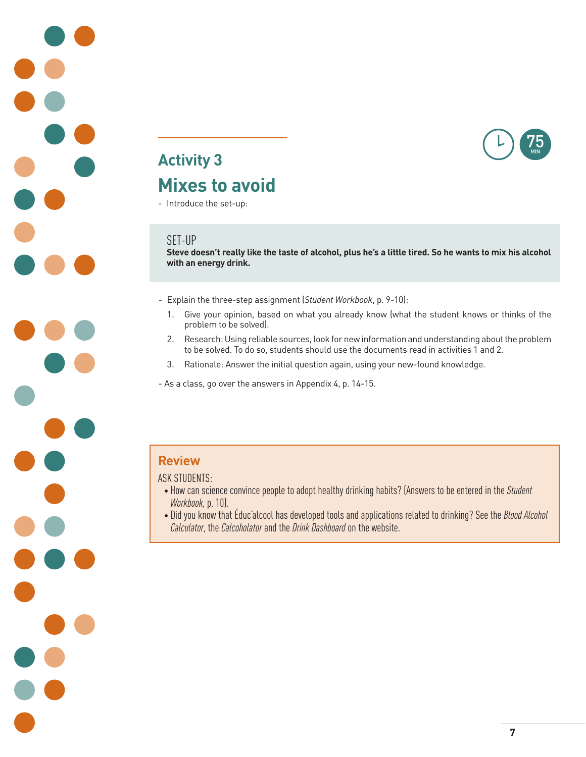## Activity 3

# Mixes to avoid

75 MIN

- Introduce the set-up:

> SET-UP
> **Steve doesn't really like the taste of alcohol, plus he's a little tired. So he wants to mix his alcohol with an energy drink.**

- Explain the three-step assignment (*Student Workbook*, p. 9-10):
  1. Give your opinion, based on what you already know (what the student knows or thinks of the problem to be solved).
  2. Research: Using reliable sources, look for new information and understanding about the problem to be solved. To do so, students should use the documents read in activities 1 and 2.
  3. Rationale: Answer the initial question again, using your new-found knowledge.
- As a class, go over the answers in Appendix 4, p. 14-15.

### Review

ASK STUDENTS:

- How can science convince people to adopt healthy drinking habits? (Answers to be entered in the *Student Workbook,* p. 10).
- Did you know that Éduc'alcool has developed tools and applications related to drinking? See the *Blood Alcohol Calculator*, the *Calcoholator* and the *Drink Dashboard* on the website.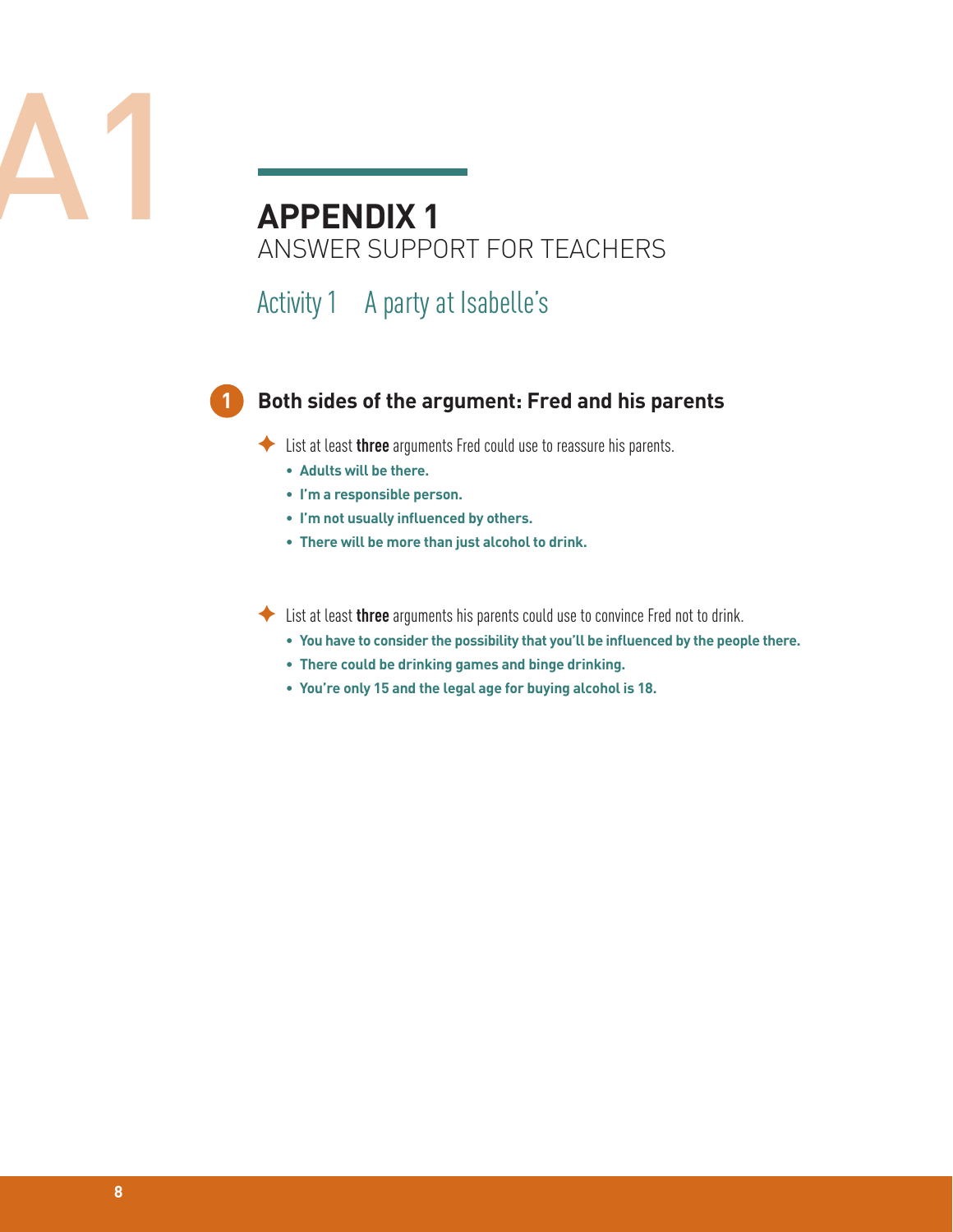# APPENDIX 1

ANSWER SUPPORT FOR TEACHERS

## Activity 1 A party at Isabelle's

### 1 Both sides of the argument: Fred and his parents

✦ List at least **three** arguments Fred could use to reassure his parents.

- **Adults will be there.**
- **I'm a responsible person.**
- **I'm not usually influenced by others.**
- **There will be more than just alcohol to drink.**

✦ List at least **three** arguments his parents could use to convince Fred not to drink.

- **You have to consider the possibility that you'll be influenced by the people there.**
- **There could be drinking games and binge drinking.**
- **You're only 15 and the legal age for buying alcohol is 18.**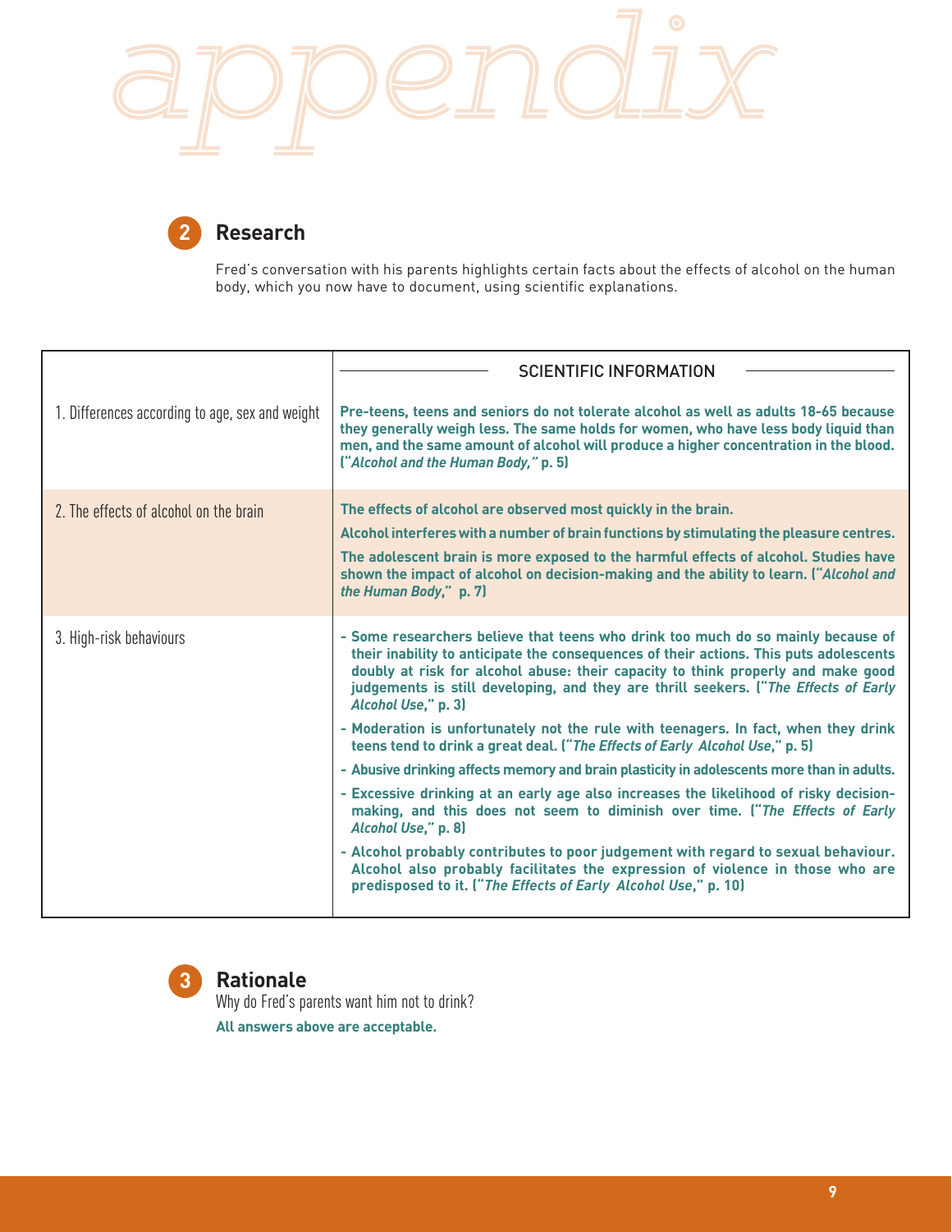# appendix

## 2 Research

Fred's conversation with his parents highlights certain facts about the effects of alcohol on the human body, which you now have to document, using scientific explanations.

| | SCIENTIFIC INFORMATION |
|---|---|
| 1. Differences according to age, sex and weight | **Pre-teens, teens and seniors do not tolerate alcohol as well as adults 18-65 because they generally weigh less. The same holds for women, who have less body liquid than men, and the same amount of alcohol will produce a higher concentration in the blood. ("*Alcohol and the Human Body,*" p. 5)** |
| 2. The effects of alcohol on the brain | **The effects of alcohol are observed most quickly in the brain.**<br>**Alcohol interferes with a number of brain functions by stimulating the pleasure centres.**<br>**The adolescent brain is more exposed to the harmful effects of alcohol. Studies have shown the impact of alcohol on decision-making and the ability to learn. ("*Alcohol and the Human Body,*" p. 7)** |
| 3. High-risk behaviours | **- Some researchers believe that teens who drink too much do so mainly because of their inability to anticipate the consequences of their actions. This puts adolescents doubly at risk for alcohol abuse: their capacity to think properly and make good judgements is still developing, and they are thrill seekers. ("*The Effects of Early Alcohol Use*," p. 3)**<br>**- Moderation is unfortunately not the rule with teenagers. In fact, when they drink teens tend to drink a great deal. ("*The Effects of Early Alcohol Use*," p. 5)**<br>**- Abusive drinking affects memory and brain plasticity in adolescents more than in adults.**<br>**- Excessive drinking at an early age also increases the likelihood of risky decision-making, and this does not seem to diminish over time. ("*The Effects of Early Alcohol Use*," p. 8)**<br>**- Alcohol probably contributes to poor judgement with regard to sexual behaviour. Alcohol also probably facilitates the expression of violence in those who are predisposed to it. ("*The Effects of Early Alcohol Use*," p. 10)** |

## 3 Rationale

Why do Fred's parents want him not to drink?

**All answers above are acceptable.**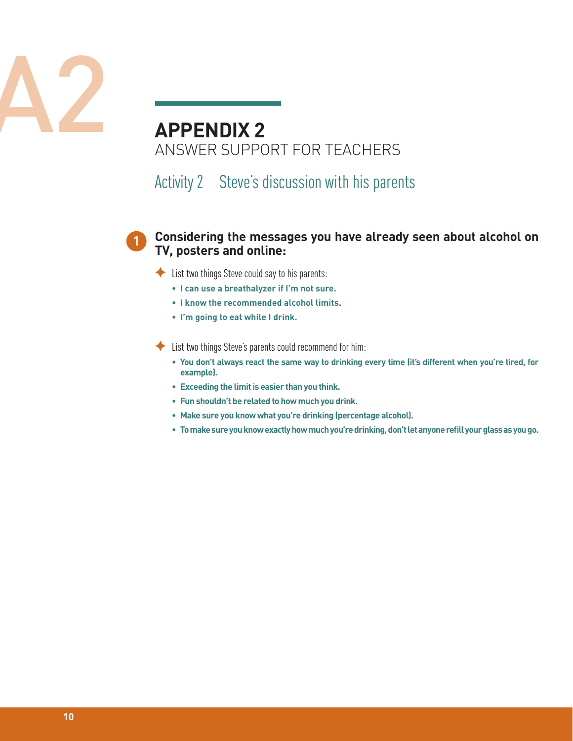A2

# APPENDIX 2

ANSWER SUPPORT FOR TEACHERS

## Activity 2 Steve's discussion with his parents

### 1 Considering the messages you have already seen about alcohol on TV, posters and online:

✦ List two things Steve could say to his parents:

- **I can use a breathalyzer if I'm not sure.**
- **I know the recommended alcohol limits.**
- **I'm going to eat while I drink.**

✦ List two things Steve's parents could recommend for him:

- **You don't always react the same way to drinking every time (it's different when you're tired, for example).**
- **Exceeding the limit is easier than you think.**
- **Fun shouldn't be related to how much you drink.**
- **Make sure you know what you're drinking (percentage alcohol).**
- **To make sure you know exactly how much you're drinking, don't let anyone refill your glass as you go.**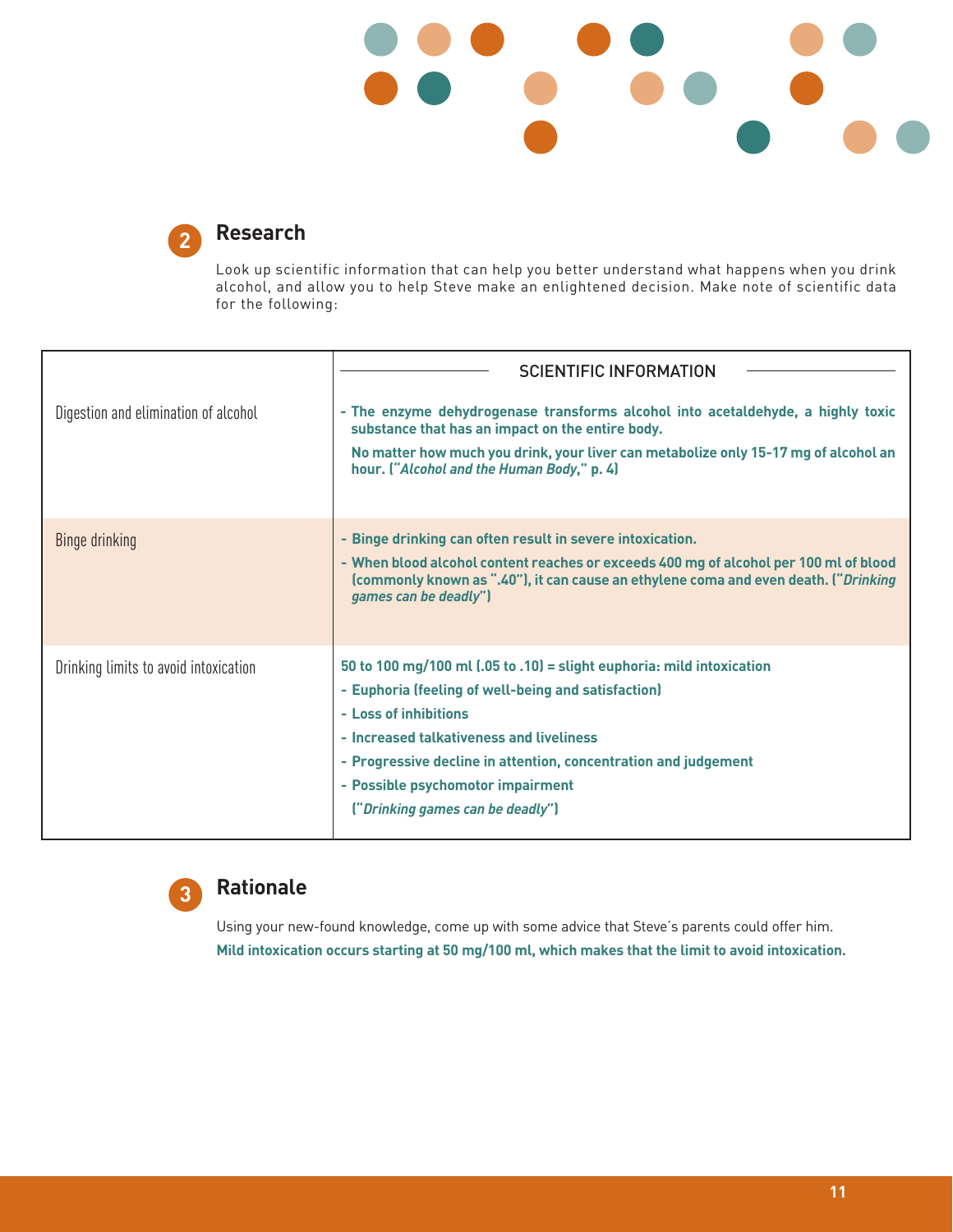## 2 Research

Look up scientific information that can help you better understand what happens when you drink alcohol, and allow you to help Steve make an enlightened decision. Make note of scientific data for the following:

| | SCIENTIFIC INFORMATION |
|---|---|
| Digestion and elimination of alcohol | **- The enzyme dehydrogenase transforms alcohol into acetaldehyde, a highly toxic substance that has an impact on the entire body.**<br>**No matter how much you drink, your liver can metabolize only 15-17 mg of alcohol an hour. ("*Alcohol and the Human Body*," p. 4)** |
| Binge drinking | **- Binge drinking can often result in severe intoxication.**<br>**- When blood alcohol content reaches or exceeds 400 mg of alcohol per 100 ml of blood (commonly known as ".40"), it can cause an ethylene coma and even death. ("*Drinking games can be deadly*")** |
| Drinking limits to avoid intoxication | **50 to 100 mg/100 ml (.05 to .10) = slight euphoria: mild intoxication**<br>**- Euphoria (feeling of well-being and satisfaction)**<br>**- Loss of inhibitions**<br>**- Increased talkativeness and liveliness**<br>**- Progressive decline in attention, concentration and judgement**<br>**- Possible psychomotor impairment**<br>**("*Drinking games can be deadly*")** |

## 3 Rationale

Using your new-found knowledge, come up with some advice that Steve's parents could offer him.

**Mild intoxication occurs starting at 50 mg/100 ml, which makes that the limit to avoid intoxication.**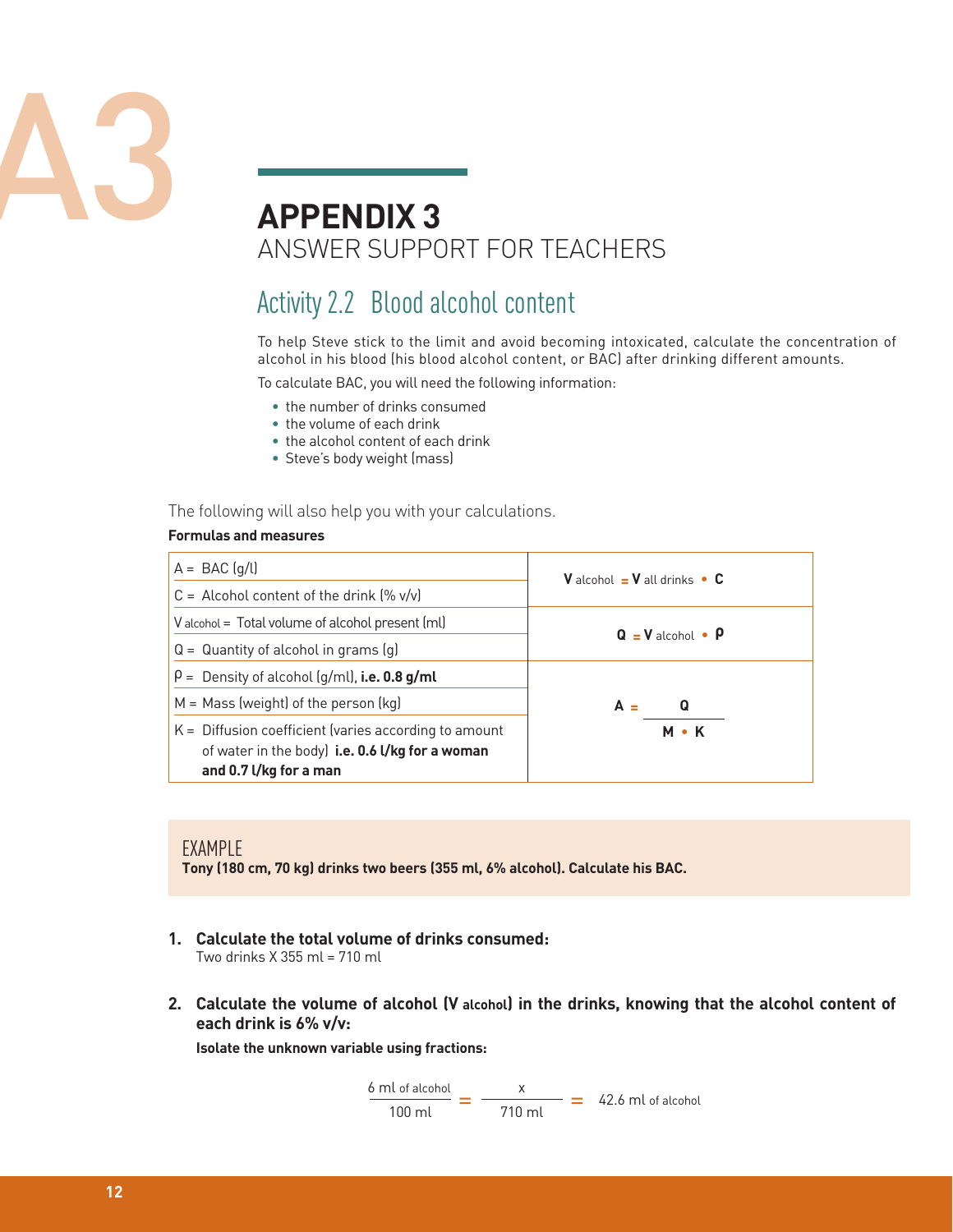# APPENDIX 3

## ANSWER SUPPORT FOR TEACHERS

## Activity 2.2 Blood alcohol content

To help Steve stick to the limit and avoid becoming intoxicated, calculate the concentration of alcohol in his blood (his blood alcohol content, or BAC) after drinking different amounts.

To calculate BAC, you will need the following information:

- the number of drinks consumed
- the volume of each drink
- the alcohol content of each drink
- Steve's body weight (mass)

The following will also help you with your calculations.

**Formulas and measures**

| Definitions | Formulas |
|---|---|
| A = BAC (g/l) | $V_{alcohol} = V_{all\ drinks} \cdot C$ |
| C = Alcohol content of the drink (% v/v) | |
| $V_{alcohol}$ = Total volume of alcohol present (ml) | $Q = V_{alcohol} \cdot \rho$ |
| Q = Quantity of alcohol in grams (g) | |
| $\rho$ = Density of alcohol (g/ml), **i.e. 0.8 g/ml** | $A = \dfrac{Q}{M \cdot K}$ |
| M = Mass (weight) of the person (kg) | |
| K = Diffusion coefficient (varies according to amount of water in the body) **i.e. 0.6 l/kg for a woman and 0.7 l/kg for a man** | |

EXAMPLE

**Tony (180 cm, 70 kg) drinks two beers (355 ml, 6% alcohol). Calculate his BAC.**

1. **Calculate the total volume of drinks consumed:**
   Two drinks X 355 ml = 710 ml

2. **Calculate the volume of alcohol ($V_{alcohol}$) in the drinks, knowing that the alcohol content of each drink is 6% v/v:**

   **Isolate the unknown variable using fractions:**

$$\frac{6 \text{ ml of alcohol}}{100 \text{ ml}} = \frac{x}{710 \text{ ml}} = 42.6 \text{ ml of alcohol}$$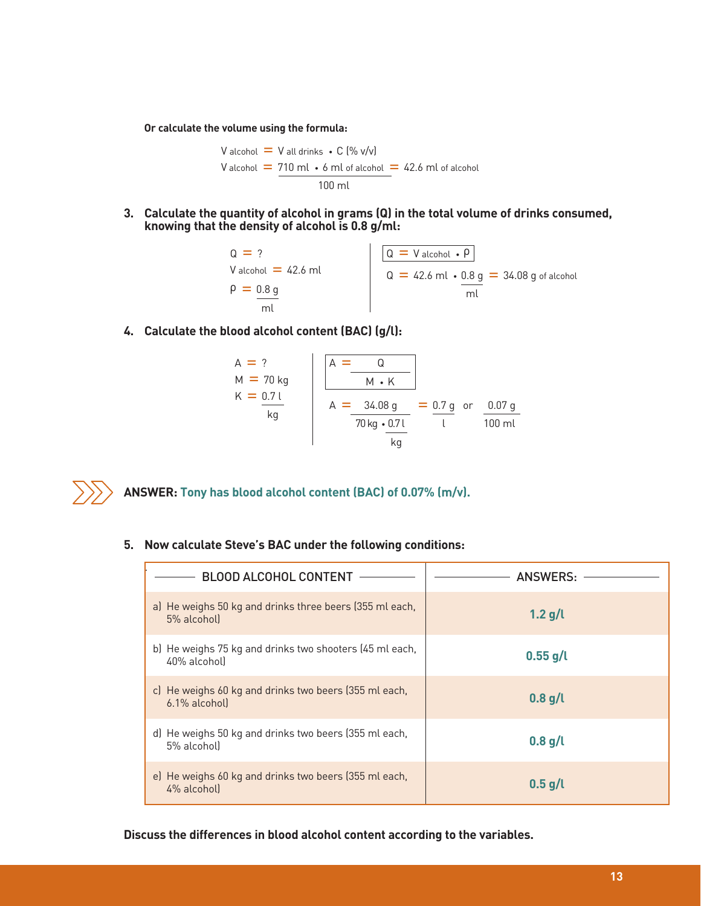**Or calculate the volume using the formula:**

$$V_{alcohol} = V_{all\ drinks} \cdot C\ (\%\ v/v)$$

$$V_{alcohol} = \frac{710\ ml \cdot 6\ ml\ _{of\ alcohol}}{100\ ml} = 42.6\ ml\ _{of\ alcohol}$$

3. **Calculate the quantity of alcohol in grams (Q) in the total volume of drinks consumed, knowing that the density of alcohol is 0.8 g/ml:**

$Q = ?$

$V_{alcohol} = 42.6\ ml$

$\rho = \frac{0.8\ g}{ml}$

$$\boxed{Q = V_{alcohol} \cdot \rho}$$

$$Q = 42.6\ ml \cdot \frac{0.8\ g}{ml} = 34.08\ g\ _{of\ alcohol}$$

4. **Calculate the blood alcohol content (BAC) (g/l):**

$A = ?$

$M = 70\ kg$

$K = \frac{0.7\ l}{kg}$

$$\boxed{A = \frac{Q}{M \cdot K}}$$

$$A = \frac{34.08\ g}{70\ kg \cdot \frac{0.7\ l}{kg}} = \frac{0.7\ g}{l} \text{ or } \frac{0.07\ g}{100\ ml}$$

**ANSWER: Tony has blood alcohol content (BAC) of 0.07% (m/v).**

5. **Now calculate Steve's BAC under the following conditions:**

| BLOOD ALCOHOL CONTENT | ANSWERS: |
|---|---|
| a) He weighs 50 kg and drinks three beers (355 ml each, 5% alcohol) | **1.2 g/l** |
| b) He weighs 75 kg and drinks two shooters (45 ml each, 40% alcohol) | **0.55 g/l** |
| c) He weighs 60 kg and drinks two beers (355 ml each, 6.1% alcohol) | **0.8 g/l** |
| d) He weighs 50 kg and drinks two beers (355 ml each, 5% alcohol) | **0.8 g/l** |
| e) He weighs 60 kg and drinks two beers (355 ml each, 4% alcohol) | **0.5 g/l** |

**Discuss the differences in blood alcohol content according to the variables.**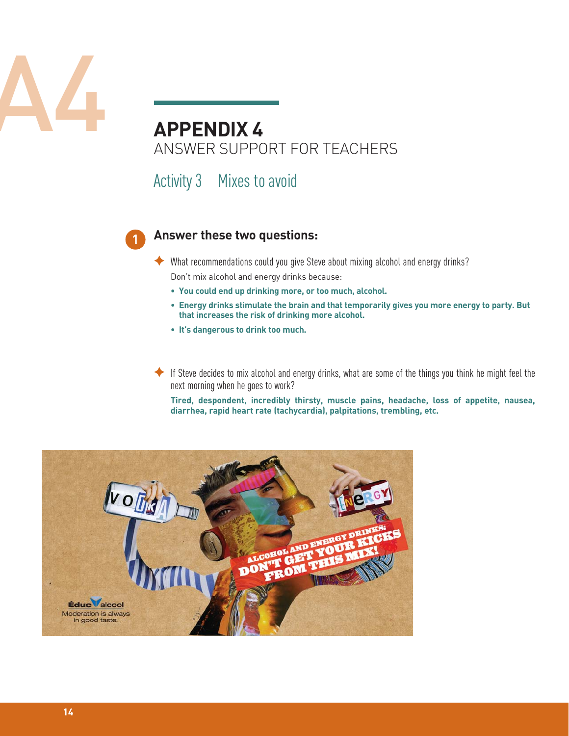# APPENDIX 4
## ANSWER SUPPORT FOR TEACHERS

### Activity 3 Mixes to avoid

**1** **Answer these two questions:**

✦ What recommendations could you give Steve about mixing alcohol and energy drinks?

Don't mix alcohol and energy drinks because:

- **You could end up drinking more, or too much, alcohol.**
- **Energy drinks stimulate the brain and that temporarily gives you more energy to party. But that increases the risk of drinking more alcohol.**
- **It's dangerous to drink too much.**

✦ If Steve decides to mix alcohol and energy drinks, what are some of the things you think he might feel the next morning when he goes to work?

**Tired, despondent, incredibly thirsty, muscle pains, headache, loss of appetite, nausea, diarrhea, rapid heart rate (tachycardia), palpitations, trembling, etc.**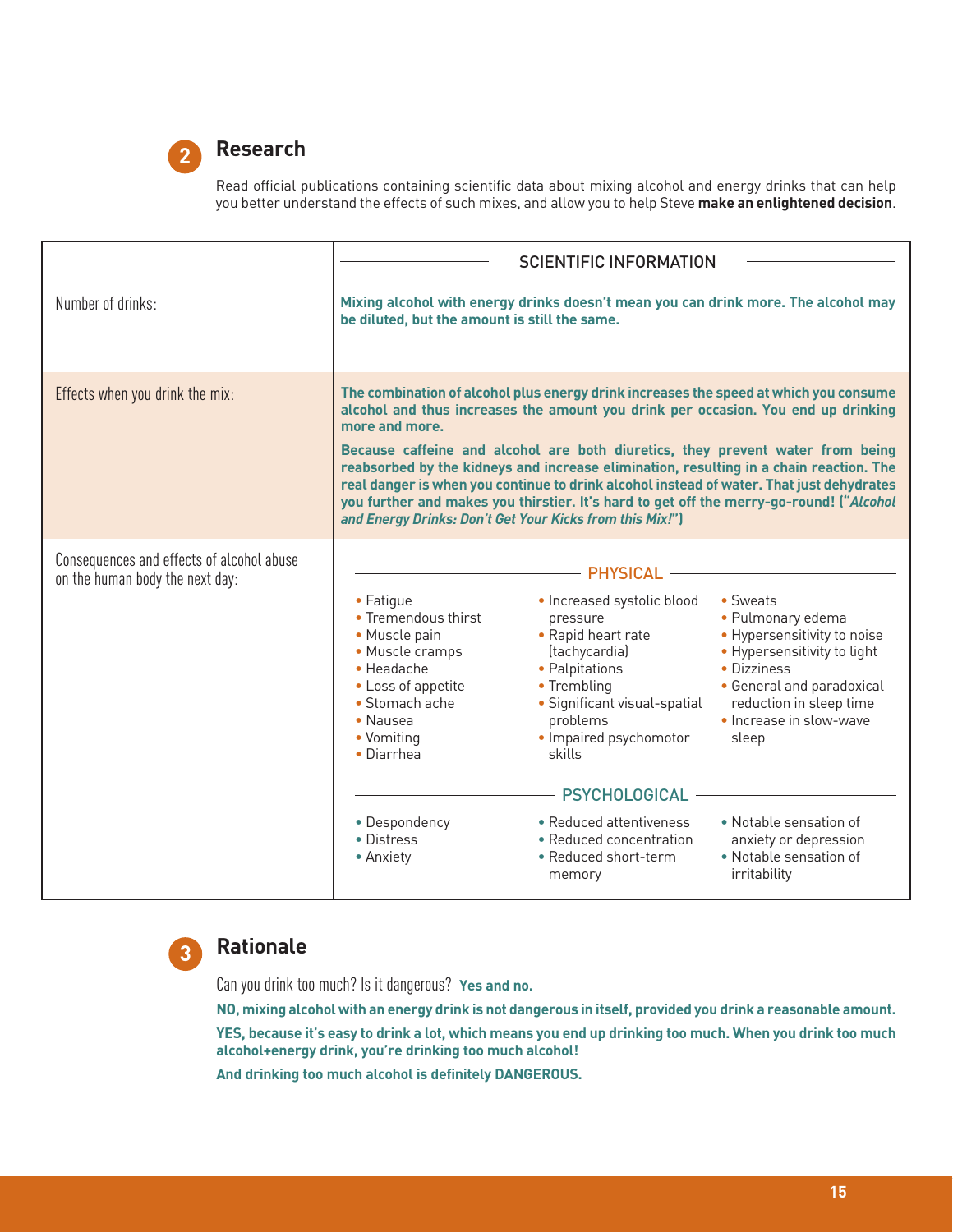## 2 Research

Read official publications containing scientific data about mixing alcohol and energy drinks that can help you better understand the effects of such mixes, and allow you to help Steve **make an enlightened decision**.

| | SCIENTIFIC INFORMATION |
|---|---|
| Number of drinks: | **Mixing alcohol with energy drinks doesn't mean you can drink more. The alcohol may be diluted, but the amount is still the same.** |
| Effects when you drink the mix: | **The combination of alcohol plus energy drink increases the speed at which you consume alcohol and thus increases the amount you drink per occasion. You end up drinking more and more.**<br><br>**Because caffeine and alcohol are both diuretics, they prevent water from being reabsorbed by the kidneys and increase elimination, resulting in a chain reaction. The real danger is when you continue to drink alcohol instead of water. That just dehydrates you further and makes you thirstier. It's hard to get off the merry-go-round! ("*Alcohol and Energy Drinks: Don't Get Your Kicks from this Mix!*")** |
| Consequences and effects of alcohol abuse on the human body the next day: | **PHYSICAL**<br>• Fatigue<br>• Tremendous thirst<br>• Muscle pain<br>• Muscle cramps<br>• Headache<br>• Loss of appetite<br>• Stomach ache<br>• Nausea<br>• Vomiting<br>• Diarrhea<br>• Increased systolic blood pressure<br>• Rapid heart rate (tachycardia)<br>• Palpitations<br>• Trembling<br>• Significant visual-spatial problems<br>• Impaired psychomotor skills<br>• Sweats<br>• Pulmonary edema<br>• Hypersensitivity to noise<br>• Hypersensitivity to light<br>• Dizziness<br>• General and paradoxical reduction in sleep time<br>• Increase in slow-wave sleep<br><br>**PSYCHOLOGICAL**<br>• Despondency<br>• Distress<br>• Anxiety<br>• Reduced attentiveness<br>• Reduced concentration<br>• Reduced short-term memory<br>• Notable sensation of anxiety or depression<br>• Notable sensation of irritability |

## 3 Rationale

Can you drink too much? Is it dangerous? **Yes and no.**

**NO, mixing alcohol with an energy drink is not dangerous in itself, provided you drink a reasonable amount.**

**YES, because it's easy to drink a lot, which means you end up drinking too much. When you drink too much alcohol+energy drink, you're drinking too much alcohol!**

**And drinking too much alcohol is definitely DANGEROUS.**